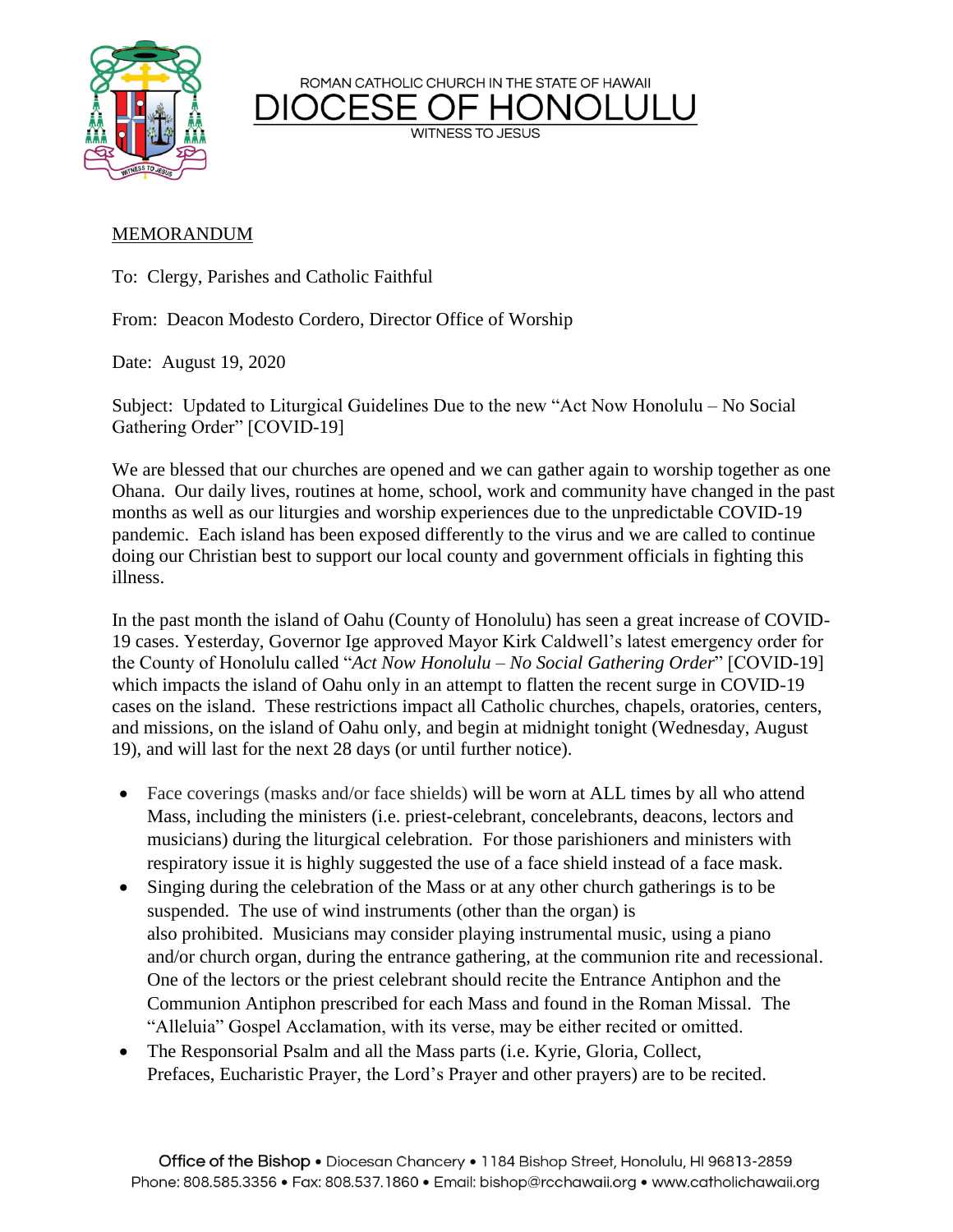ROMAN CATHOLIC CHURCH IN THE STATE OF HAWAII

# DIOCESE OF HONOLULU

WITNESS TO JESUS

MEMORANDUM

To: Clergy, Parishes and Catholic Faithful

From: Deacon Modesto Cordero, Director Office of Worship

Date: August 19, 2020

Subject: Updated to Liturgical Guidelines Due to the new "Act Now Honolulu – No Social Gathering Order" [COVID-19]

We are blessed that our churches are opened and we can gather again to worship together as one Ohana. Our daily lives, routines at home, school, work and community have changed in the past months as well as our liturgies and worship experiences due to the unpredictable COVID-19 pandemic. Each island has been exposed differently to the virus and we are called to continue doing our Christian best to support our local county and government officials in fighting this illness.

In the past month the island of Oahu (County of Honolulu) has seen a great increase of COVID-19 cases. Yesterday, Governor Ige approved Mayor Kirk Caldwell's latest emergency order for the County of Honolulu called "*Act Now Honolulu – No Social Gathering Order*" [COVID-19] which impacts the island of Oahu only in an attempt to flatten the recent surge in COVID-19 cases on the island. These restrictions impact all Catholic churches, chapels, oratories, centers, and missions, on the island of Oahu only, and begin at midnight tonight (Wednesday, August 19), and will last for the next 28 days (or until further notice).

- Face coverings (masks and/or face shields) will be worn at ALL times by all who attend Mass, including the ministers (i.e. priest-celebrant, concelebrants, deacons, lectors and musicians) during the liturgical celebration. For those parishioners and ministers with respiratory issue it is highly suggested the use of a face shield instead of a face mask.
- Singing during the celebration of the Mass or at any other church gatherings is to be suspended. The use of wind instruments (other than the organ) is also prohibited. Musicians may consider playing instrumental music, using a piano and/or church organ, during the entrance gathering, at the communion rite and recessional. One of the lectors or the priest celebrant should recite the Entrance Antiphon and the Communion Antiphon prescribed for each Mass and found in the Roman Missal. The "Alleluia" Gospel Acclamation, with its verse, may be either recited or omitted.
- The Responsorial Psalm and all the Mass parts (i.e. Kyrie, Gloria, Collect, Prefaces, Eucharistic Prayer, the Lord's Prayer and other prayers) are to be recited.

**Office of the Bishop** • Diocesan Chancery • 1184 Bishop Street, Honolulu, HI 96813-2859
Phone: 808.585.3356 • Fax: 808.537.1860 • Email: bishop@rcchawaii.org • www.catholichawaii.org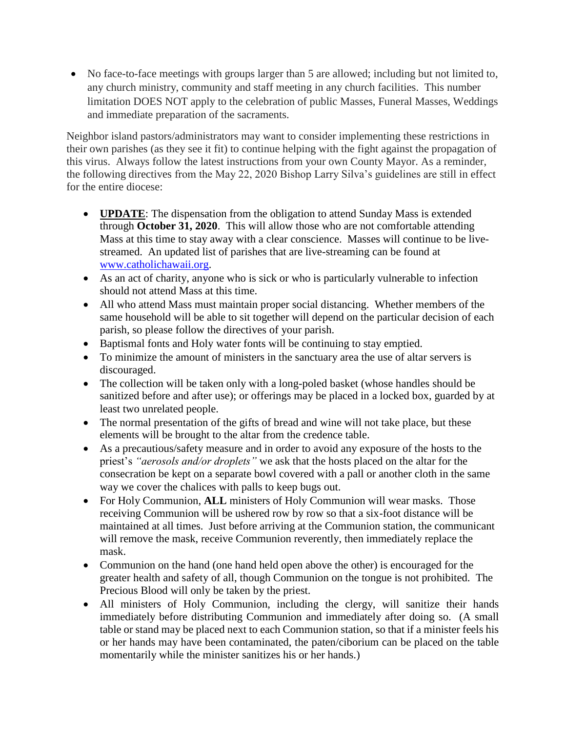- No face-to-face meetings with groups larger than 5 are allowed; including but not limited to, any church ministry, community and staff meeting in any church facilities. This number limitation DOES NOT apply to the celebration of public Masses, Funeral Masses, Weddings and immediate preparation of the sacraments.

Neighbor island pastors/administrators may want to consider implementing these restrictions in their own parishes (as they see it fit) to continue helping with the fight against the propagation of this virus. Always follow the latest instructions from your own County Mayor. As a reminder, the following directives from the May 22, 2020 Bishop Larry Silva's guidelines are still in effect for the entire diocese:

- **UPDATE**: The dispensation from the obligation to attend Sunday Mass is extended through **October 31, 2020**. This will allow those who are not comfortable attending Mass at this time to stay away with a clear conscience. Masses will continue to be live-streamed. An updated list of parishes that are live-streaming can be found at [www.catholichawaii.org](www.catholichawaii.org).
- As an act of charity, anyone who is sick or who is particularly vulnerable to infection should not attend Mass at this time.
- All who attend Mass must maintain proper social distancing. Whether members of the same household will be able to sit together will depend on the particular decision of each parish, so please follow the directives of your parish.
- Baptismal fonts and Holy water fonts will be continuing to stay emptied.
- To minimize the amount of ministers in the sanctuary area the use of altar servers is discouraged.
- The collection will be taken only with a long-poled basket (whose handles should be sanitized before and after use); or offerings may be placed in a locked box, guarded by at least two unrelated people.
- The normal presentation of the gifts of bread and wine will not take place, but these elements will be brought to the altar from the credence table.
- As a precautious/safety measure and in order to avoid any exposure of the hosts to the priest's *"aerosols and/or droplets"* we ask that the hosts placed on the altar for the consecration be kept on a separate bowl covered with a pall or another cloth in the same way we cover the chalices with palls to keep bugs out.
- For Holy Communion, **ALL** ministers of Holy Communion will wear masks. Those receiving Communion will be ushered row by row so that a six-foot distance will be maintained at all times. Just before arriving at the Communion station, the communicant will remove the mask, receive Communion reverently, then immediately replace the mask.
- Communion on the hand (one hand held open above the other) is encouraged for the greater health and safety of all, though Communion on the tongue is not prohibited. The Precious Blood will only be taken by the priest.
- All ministers of Holy Communion, including the clergy, will sanitize their hands immediately before distributing Communion and immediately after doing so. (A small table or stand may be placed next to each Communion station, so that if a minister feels his or her hands may have been contaminated, the paten/ciborium can be placed on the table momentarily while the minister sanitizes his or her hands.)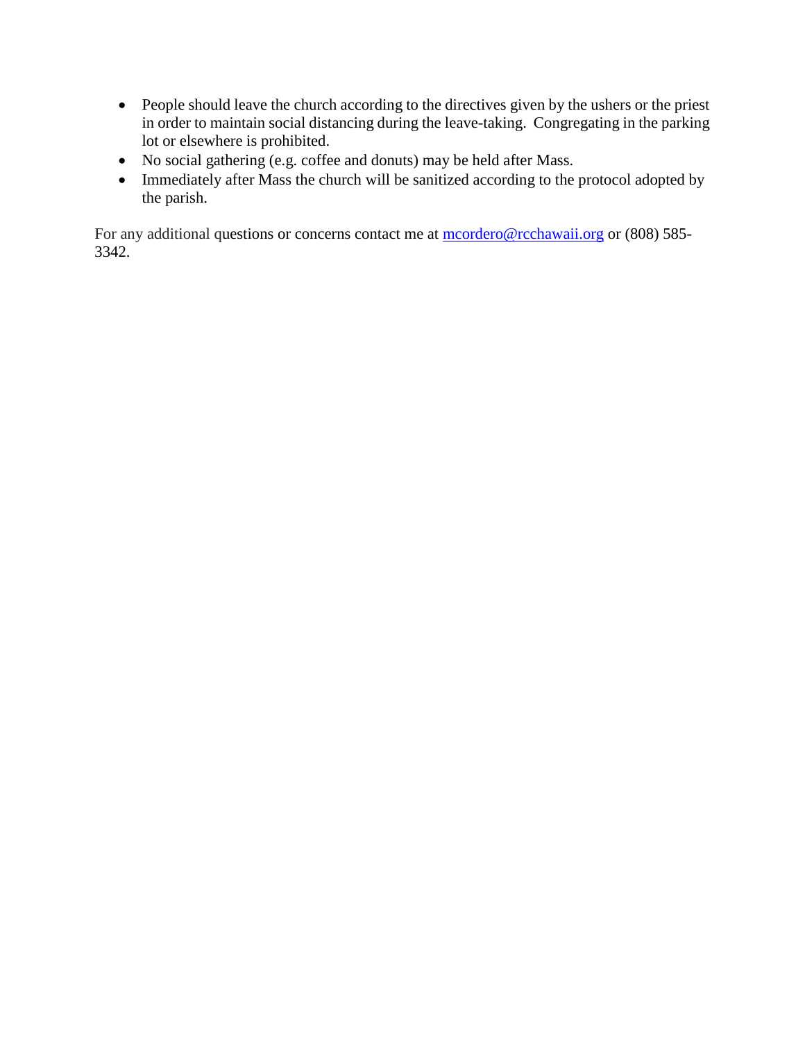- People should leave the church according to the directives given by the ushers or the priest in order to maintain social distancing during the leave-taking. Congregating in the parking lot or elsewhere is prohibited.
- No social gathering (e.g. coffee and donuts) may be held after Mass.
- Immediately after Mass the church will be sanitized according to the protocol adopted by the parish.

For any additional questions or concerns contact me at mcordero@rcchawaii.org or (808) 585-3342.